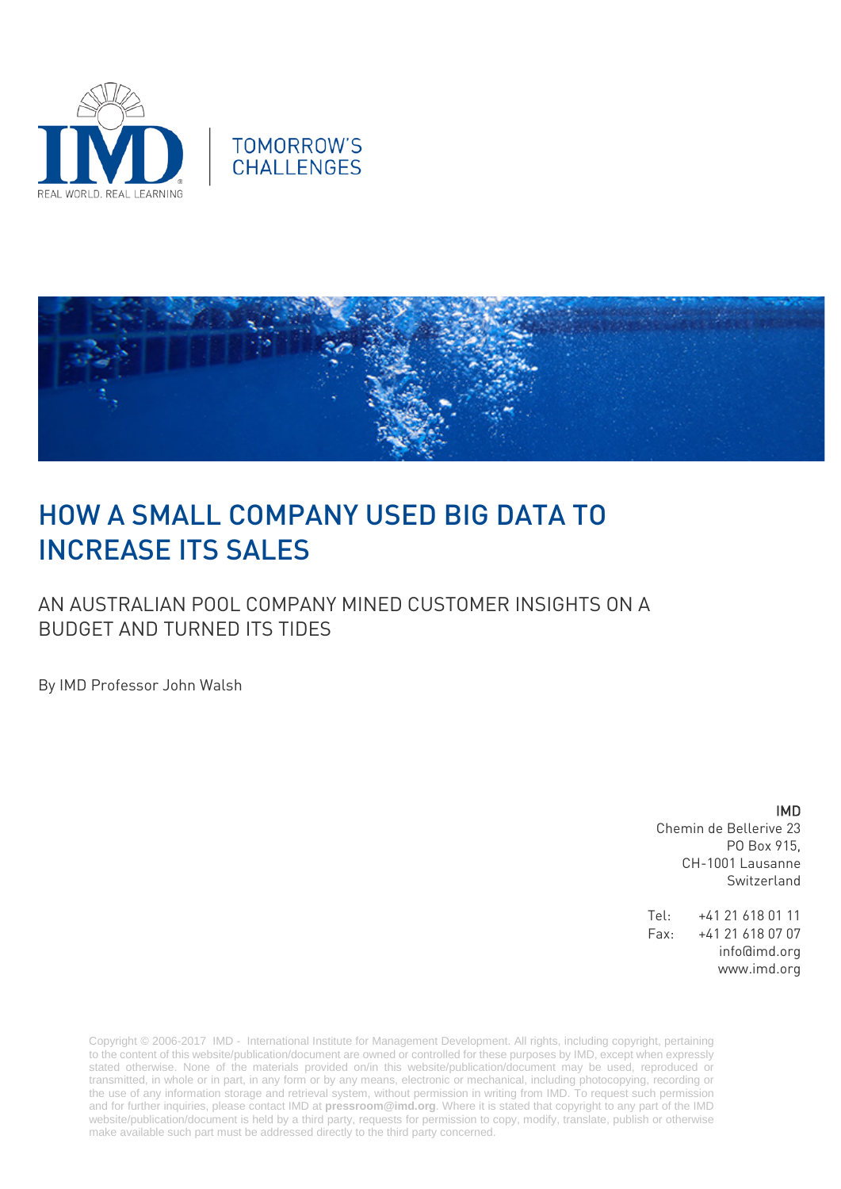TOMORROW'S CHALLENGES

# HOW A SMALL COMPANY USED BIG DATA TO INCREASE ITS SALES

## AN AUSTRALIAN POOL COMPANY MINED CUSTOMER INSIGHTS ON A BUDGET AND TURNED ITS TIDES

By IMD Professor John Walsh

**IMD**
Chemin de Bellerive 23
PO Box 915,
CH-1001 Lausanne
Switzerland

Tel: +41 21 618 01 11
Fax: +41 21 618 07 07
info@imd.org
www.imd.org

Copyright © 2006-2017 IMD - International Institute for Management Development. All rights, including copyright, pertaining to the content of this website/publication/document are owned or controlled for these purposes by IMD, except when expressly stated otherwise. None of the materials provided on/in this website/publication/document may be used, reproduced or transmitted, in whole or in part, in any form or by any means, electronic or mechanical, including photocopying, recording or the use of any information storage and retrieval system, without permission in writing from IMD. To request such permission and for further inquiries, please contact IMD at **pressroom@imd.org**. Where it is stated that copyright to any part of the IMD website/publication/document is held by a third party, requests for permission to copy, modify, translate, publish or otherwise make available such part must be addressed directly to the third party concerned.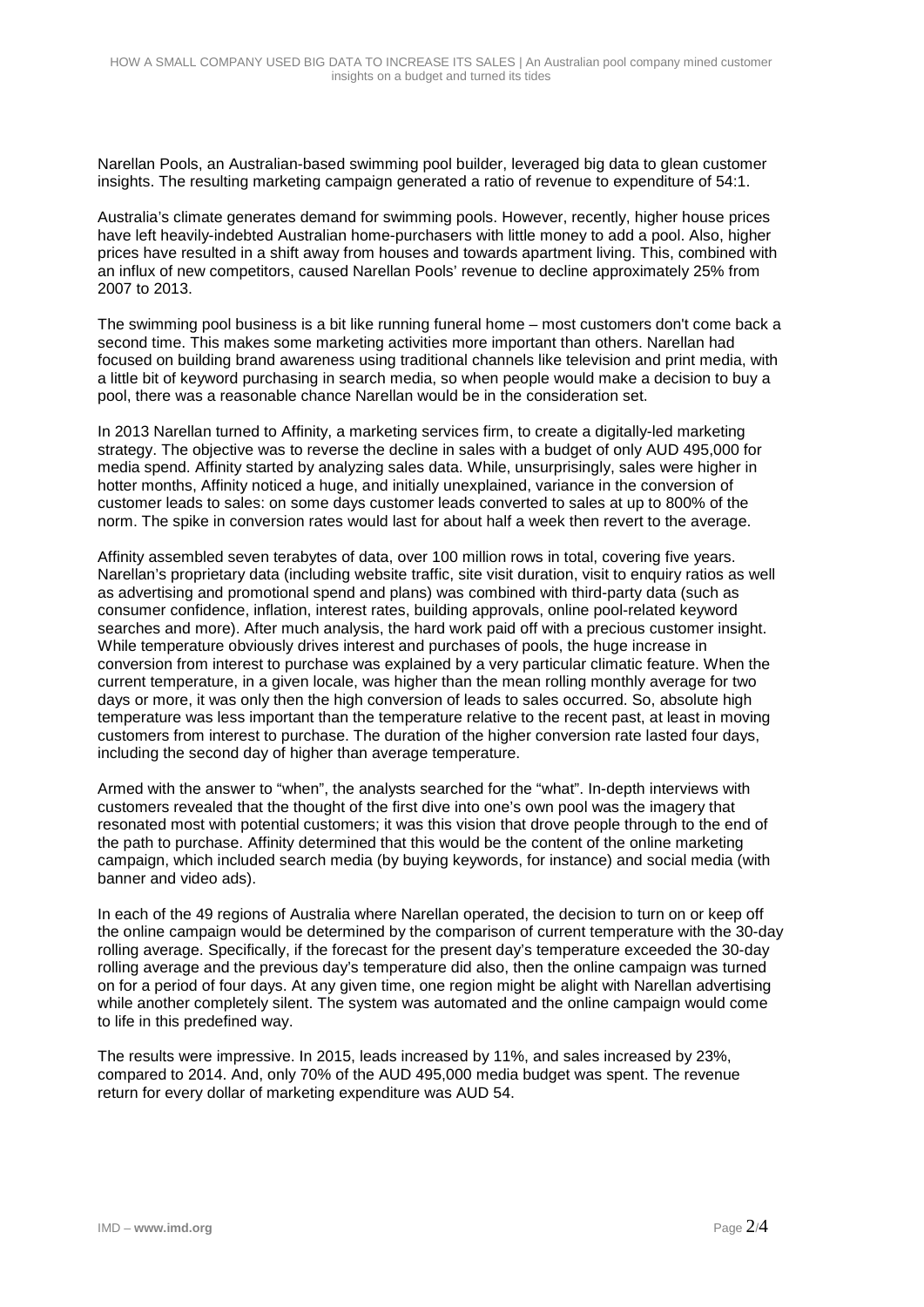Narellan Pools, an Australian-based swimming pool builder, leveraged big data to glean customer insights. The resulting marketing campaign generated a ratio of revenue to expenditure of 54:1.

Australia's climate generates demand for swimming pools. However, recently, higher house prices have left heavily-indebted Australian home-purchasers with little money to add a pool. Also, higher prices have resulted in a shift away from houses and towards apartment living. This, combined with an influx of new competitors, caused Narellan Pools' revenue to decline approximately 25% from 2007 to 2013.

The swimming pool business is a bit like running funeral home – most customers don't come back a second time. This makes some marketing activities more important than others. Narellan had focused on building brand awareness using traditional channels like television and print media, with a little bit of keyword purchasing in search media, so when people would make a decision to buy a pool, there was a reasonable chance Narellan would be in the consideration set.

In 2013 Narellan turned to Affinity, a marketing services firm, to create a digitally-led marketing strategy. The objective was to reverse the decline in sales with a budget of only AUD 495,000 for media spend. Affinity started by analyzing sales data. While, unsurprisingly, sales were higher in hotter months, Affinity noticed a huge, and initially unexplained, variance in the conversion of customer leads to sales: on some days customer leads converted to sales at up to 800% of the norm. The spike in conversion rates would last for about half a week then revert to the average.

Affinity assembled seven terabytes of data, over 100 million rows in total, covering five years. Narellan's proprietary data (including website traffic, site visit duration, visit to enquiry ratios as well as advertising and promotional spend and plans) was combined with third-party data (such as consumer confidence, inflation, interest rates, building approvals, online pool-related keyword searches and more). After much analysis, the hard work paid off with a precious customer insight. While temperature obviously drives interest and purchases of pools, the huge increase in conversion from interest to purchase was explained by a very particular climatic feature. When the current temperature, in a given locale, was higher than the mean rolling monthly average for two days or more, it was only then the high conversion of leads to sales occurred. So, absolute high temperature was less important than the temperature relative to the recent past, at least in moving customers from interest to purchase. The duration of the higher conversion rate lasted four days, including the second day of higher than average temperature.

Armed with the answer to "when", the analysts searched for the "what". In-depth interviews with customers revealed that the thought of the first dive into one's own pool was the imagery that resonated most with potential customers; it was this vision that drove people through to the end of the path to purchase. Affinity determined that this would be the content of the online marketing campaign, which included search media (by buying keywords, for instance) and social media (with banner and video ads).

In each of the 49 regions of Australia where Narellan operated, the decision to turn on or keep off the online campaign would be determined by the comparison of current temperature with the 30-day rolling average. Specifically, if the forecast for the present day's temperature exceeded the 30-day rolling average and the previous day's temperature did also, then the online campaign was turned on for a period of four days. At any given time, one region might be alight with Narellan advertising while another completely silent. The system was automated and the online campaign would come to life in this predefined way.

The results were impressive. In 2015, leads increased by 11%, and sales increased by 23%, compared to 2014. And, only 70% of the AUD 495,000 media budget was spent. The revenue return for every dollar of marketing expenditure was AUD 54.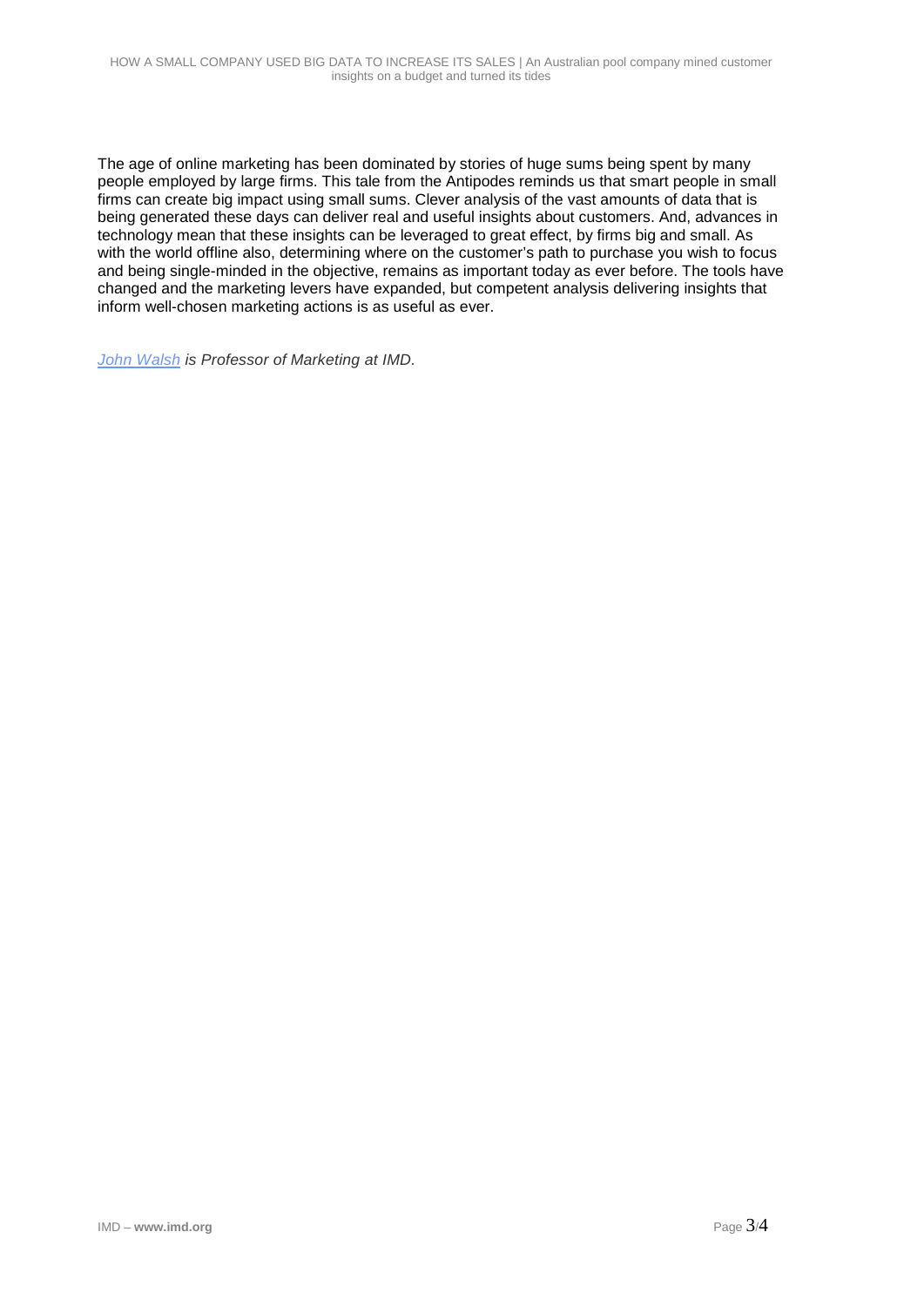The age of online marketing has been dominated by stories of huge sums being spent by many people employed by large firms. This tale from the Antipodes reminds us that smart people in small firms can create big impact using small sums. Clever analysis of the vast amounts of data that is being generated these days can deliver real and useful insights about customers. And, advances in technology mean that these insights can be leveraged to great effect, by firms big and small. As with the world offline also, determining where on the customer's path to purchase you wish to focus and being single-minded in the objective, remains as important today as ever before. The tools have changed and the marketing levers have expanded, but competent analysis delivering insights that inform well-chosen marketing actions is as useful as ever.

*John Walsh is Professor of Marketing at IMD.*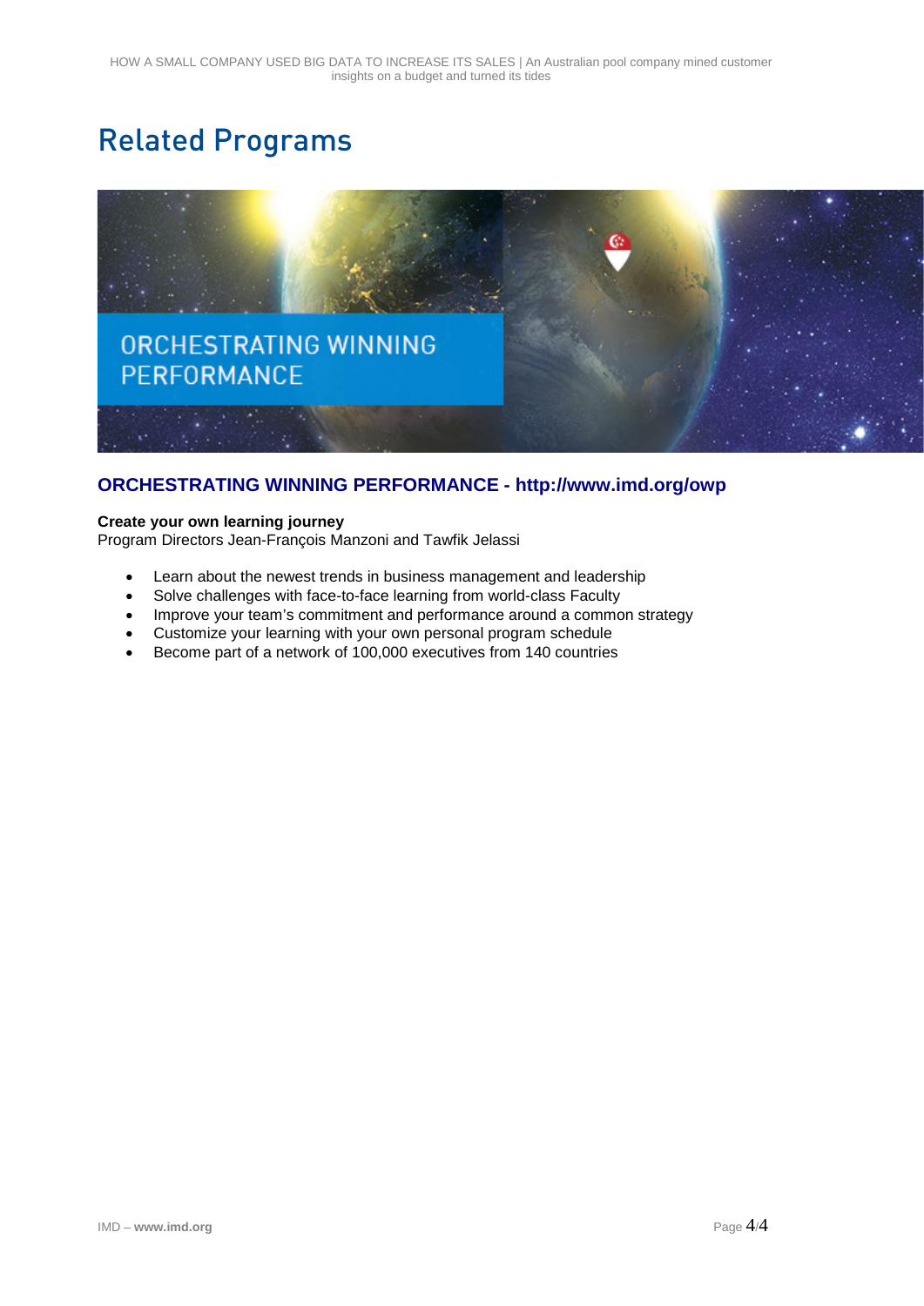# Related Programs

## ORCHESTRATING WINNING PERFORMANCE - http://www.imd.org/owp

**Create your own learning journey**

Program Directors Jean-François Manzoni and Tawfik Jelassi

- Learn about the newest trends in business management and leadership
- Solve challenges with face-to-face learning from world-class Faculty
- Improve your team's commitment and performance around a common strategy
- Customize your learning with your own personal program schedule
- Become part of a network of 100,000 executives from 140 countries